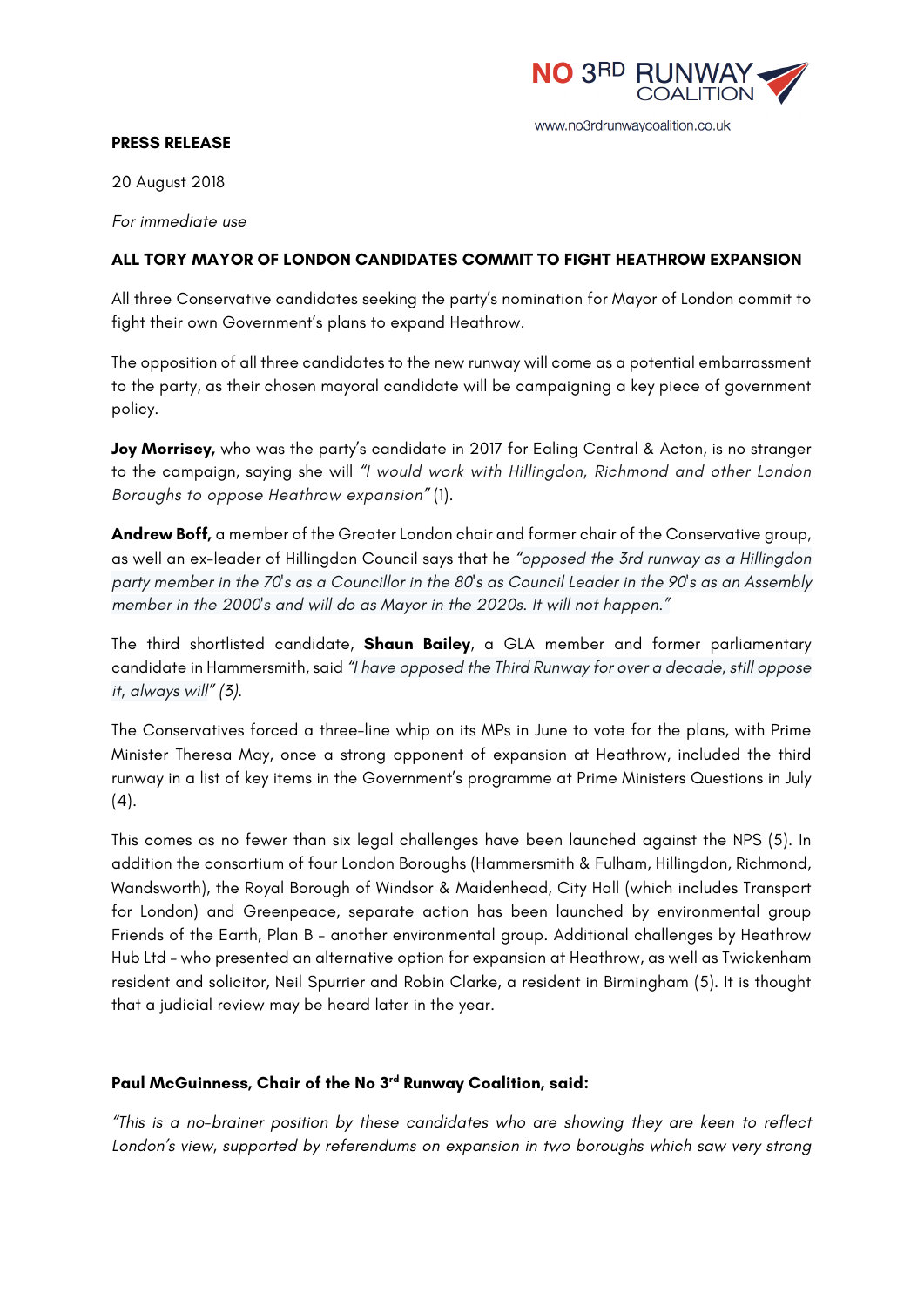NO 3RD RUNWAY COALITION

www.no3rdrunwaycoalition.co.uk

**PRESS RELEASE**

20 August 2018

*For immediate use*

**ALL TORY MAYOR OF LONDON CANDIDATES COMMIT TO FIGHT HEATHROW EXPANSION**

All three Conservative candidates seeking the party's nomination for Mayor of London commit to fight their own Government's plans to expand Heathrow.

The opposition of all three candidates to the new runway will come as a potential embarrassment to the party, as their chosen mayoral candidate will be campaigning a key piece of government policy.

**Joy Morrisey,** who was the party's candidate in 2017 for Ealing Central & Acton, is no stranger to the campaign, saying she will *"I would work with Hillingdon, Richmond and other London Boroughs to oppose Heathrow expansion"* (1).

**Andrew Boff,** a member of the Greater London chair and former chair of the Conservative group, as well an ex-leader of Hillingdon Council says that he *"opposed the 3rd runway as a Hillingdon party member in the 70's as a Councillor in the 80's as Council Leader in the 90's as an Assembly member in the 2000's and will do as Mayor in the 2020s. It will not happen."*

The third shortlisted candidate, **Shaun Bailey**, a GLA member and former parliamentary candidate in Hammersmith, said *"I have opposed the Third Runway for over a decade, still oppose it, always will" (3).*

The Conservatives forced a three-line whip on its MPs in June to vote for the plans, with Prime Minister Theresa May, once a strong opponent of expansion at Heathrow, included the third runway in a list of key items in the Government's programme at Prime Ministers Questions in July (4).

This comes as no fewer than six legal challenges have been launched against the NPS (5). In addition the consortium of four London Boroughs (Hammersmith & Fulham, Hillingdon, Richmond, Wandsworth), the Royal Borough of Windsor & Maidenhead, City Hall (which includes Transport for London) and Greenpeace, separate action has been launched by environmental group Friends of the Earth, Plan B – another environmental group. Additional challenges by Heathrow Hub Ltd – who presented an alternative option for expansion at Heathrow, as well as Twickenham resident and solicitor, Neil Spurrier and Robin Clarke, a resident in Birmingham (5). It is thought that a judicial review may be heard later in the year.

**Paul McGuinness, Chair of the No 3rd Runway Coalition, said:**

*"This is a no-brainer position by these candidates who are showing they are keen to reflect London's view, supported by referendums on expansion in two boroughs which saw very strong*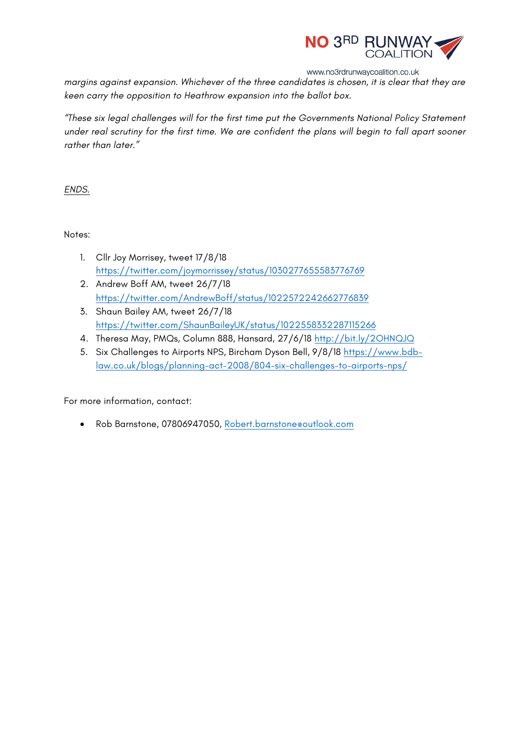*margins against expansion. Whichever of the three candidates is chosen, it is clear that they are keen carry the opposition to Heathrow expansion into the ballot box.*

*"These six legal challenges will for the first time put the Governments National Policy Statement under real scrutiny for the first time. We are confident the plans will begin to fall apart sooner rather than later."*

*ENDS.*

Notes:

1. Cllr Joy Morrisey, tweet 17/8/18 https://twitter.com/joymorrissey/status/1030277655583776769
2. Andrew Boff AM, tweet 26/7/18 https://twitter.com/AndrewBoff/status/1022572242662776839
3. Shaun Bailey AM, tweet 26/7/18 https://twitter.com/ShaunBaileyUK/status/1022558332287115266
4. Theresa May, PMQs, Column 888, Hansard, 27/6/18 http://bit.ly/2OHNQJQ
5. Six Challenges to Airports NPS, Bircham Dyson Bell, 9/8/18 https://www.bdb-law.co.uk/blogs/planning-act-2008/804-six-challenges-to-airports-nps/

For more information, contact:

- Rob Barnstone, 07806947050, Robert.barnstone@outlook.com